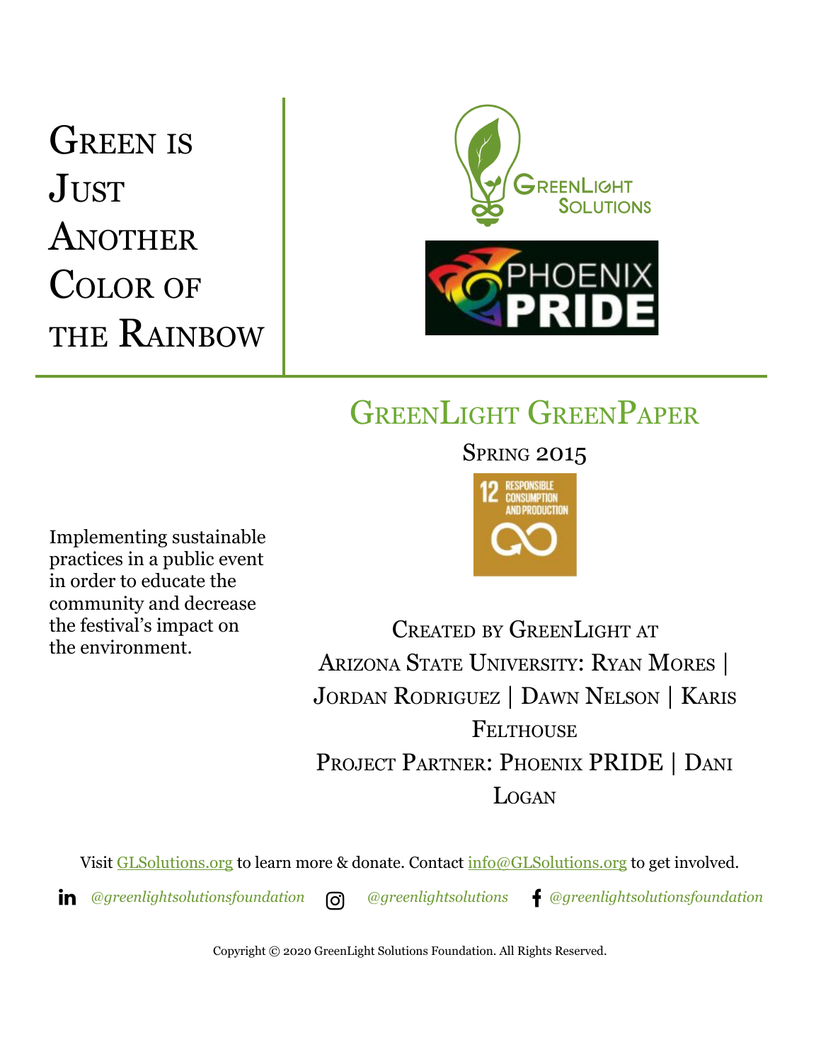# Green is Just Another Color of the Rainbow

GreenLight Solutions

Phoenix PRIDE

## GreenLight GreenPaper

Spring 2015

12 RESPONSIBLE CONSUMPTION AND PRODUCTION

Implementing sustainable practices in a public event in order to educate the community and decrease the festival's impact on the environment.

Created by GreenLight at Arizona State University: Ryan Mores | Jordan Rodriguez | Dawn Nelson | Karis Felthouse

Project Partner: Phoenix PRIDE | Dani Logan

Visit GLSolutions.org to learn more & donate. Contact info@GLSolutions.org to get involved.

*@greenlightsolutionsfoundation* *@greenlightsolutions* *@greenlightsolutionsfoundation*

Copyright © 2020 GreenLight Solutions Foundation. All Rights Reserved.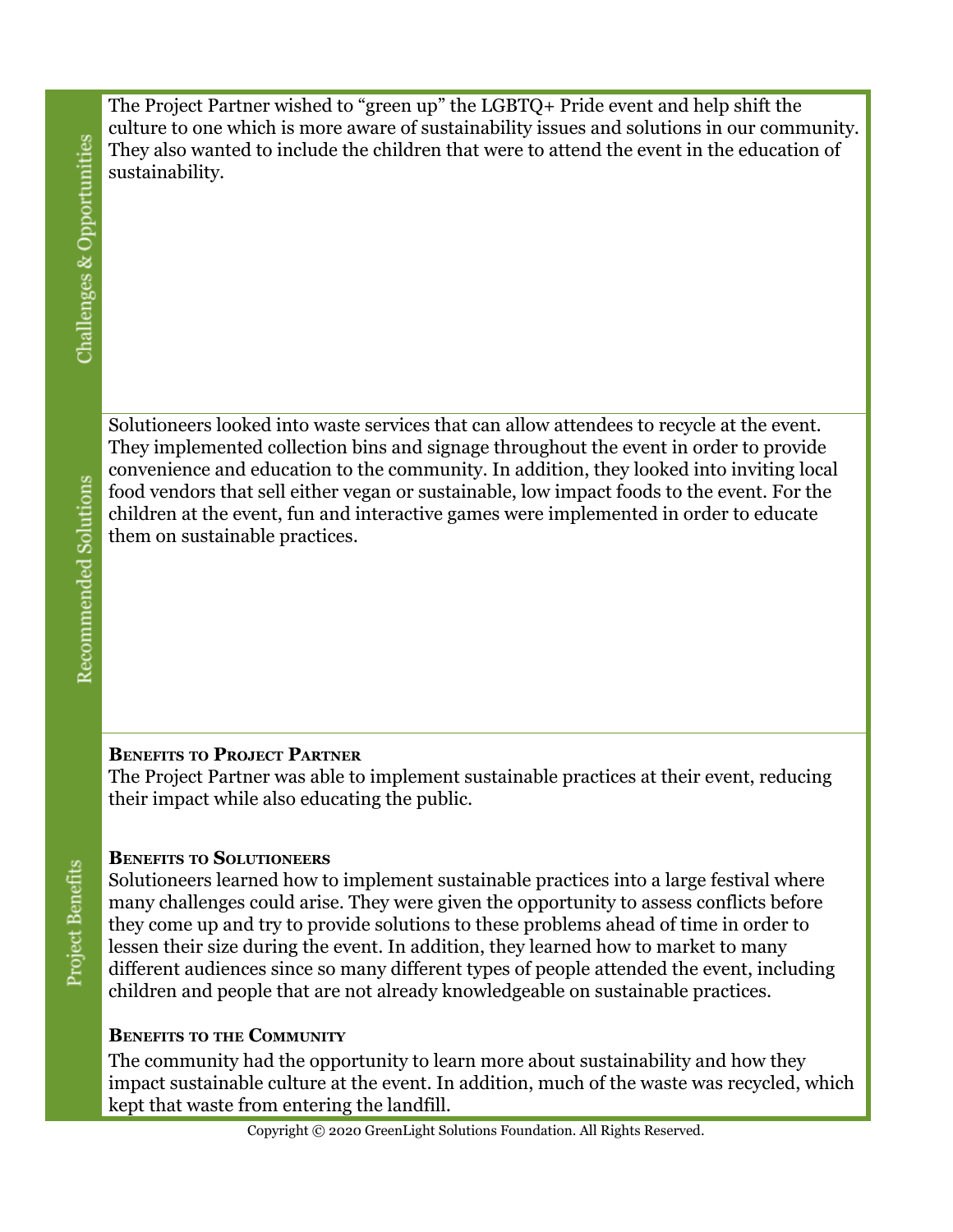## Challenges & Opportunities

The Project Partner wished to "green up" the LGBTQ+ Pride event and help shift the culture to one which is more aware of sustainability issues and solutions in our community. They also wanted to include the children that were to attend the event in the education of sustainability.

## Recommended Solutions

Solutioneers looked into waste services that can allow attendees to recycle at the event. They implemented collection bins and signage throughout the event in order to provide convenience and education to the community. In addition, they looked into inviting local food vendors that sell either vegan or sustainable, low impact foods to the event. For the children at the event, fun and interactive games were implemented in order to educate them on sustainable practices.

## Project Benefits

**Benefits to Project Partner**

The Project Partner was able to implement sustainable practices at their event, reducing their impact while also educating the public.

**Benefits to Solutioneers**

Solutioneers learned how to implement sustainable practices into a large festival where many challenges could arise. They were given the opportunity to assess conflicts before they come up and try to provide solutions to these problems ahead of time in order to lessen their size during the event. In addition, they learned how to market to many different audiences since so many different types of people attended the event, including children and people that are not already knowledgeable on sustainable practices.

**Benefits to the Community**

The community had the opportunity to learn more about sustainability and how they impact sustainable culture at the event. In addition, much of the waste was recycled, which kept that waste from entering the landfill.

Copyright © 2020 GreenLight Solutions Foundation. All Rights Reserved.